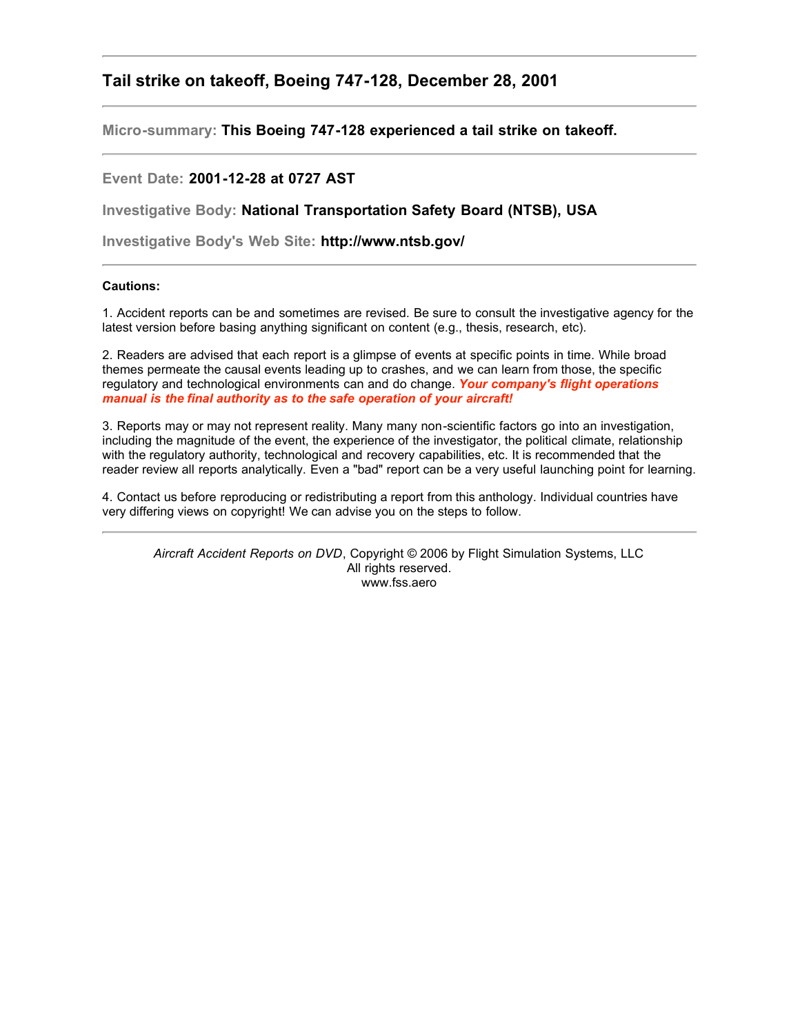## Tail strike on takeoff, Boeing 747-128, December 28, 2001

---

**Micro-summary:** **This Boeing 747-128 experienced a tail strike on takeoff.**

---

**Event Date:** **2001-12-28 at 0727 AST**

**Investigative Body:** **National Transportation Safety Board (NTSB), USA**

**Investigative Body's Web Site:** **http://www.ntsb.gov/**

---

**Cautions:**

1. Accident reports can be and sometimes are revised. Be sure to consult the investigative agency for the latest version before basing anything significant on content (e.g., thesis, research, etc).

2. Readers are advised that each report is a glimpse of events at specific points in time. While broad themes permeate the causal events leading up to crashes, and we can learn from those, the specific regulatory and technological environments can and do change. ***Your company's flight operations manual is the final authority as to the safe operation of your aircraft!***

3. Reports may or may not represent reality. Many many non-scientific factors go into an investigation, including the magnitude of the event, the experience of the investigator, the political climate, relationship with the regulatory authority, technological and recovery capabilities, etc. It is recommended that the reader review all reports analytically. Even a "bad" report can be a very useful launching point for learning.

4. Contact us before reproducing or redistributing a report from this anthology. Individual countries have very differing views on copyright! We can advise you on the steps to follow.

---

*Aircraft Accident Reports on DVD*, Copyright © 2006 by Flight Simulation Systems, LLC
All rights reserved.
www.fss.aero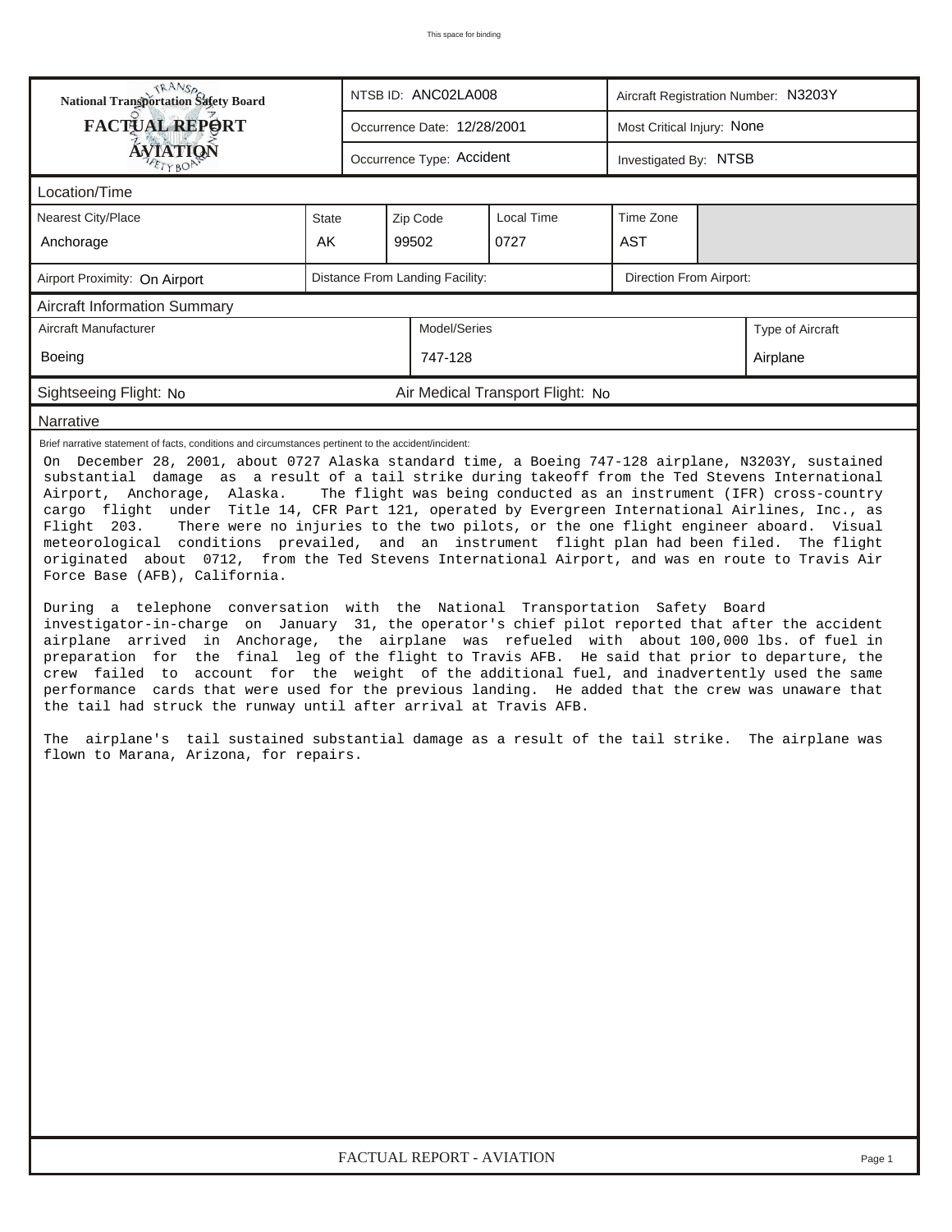This space for binding

| National Transportation Safety Board FACTUAL REPORT AVIATION | NTSB ID: ANC02LA008 | Aircraft Registration Number: N3203Y |
|---|---|---|
| | Occurrence Date: 12/28/2001 | Most Critical Injury: None |
| | Occurrence Type: Accident | Investigated By: NTSB |

## Location/Time

| Nearest City/Place | State | Zip Code | Local Time | Time Zone |
|---|---|---|---|---|
| Anchorage | AK | 99502 | 0727 | AST |

| Airport Proximity: On Airport | Distance From Landing Facility: | Direction From Airport: |
|---|---|---|

## Aircraft Information Summary

| Aircraft Manufacturer | Model/Series | Type of Aircraft |
|---|---|---|
| Boeing | 747-128 | Airplane |

Sightseeing Flight: No | Air Medical Transport Flight: No

## Narrative

Brief narrative statement of facts, conditions and circumstances pertinent to the accident/incident:

On December 28, 2001, about 0727 Alaska standard time, a Boeing 747-128 airplane, N3203Y, sustained substantial damage as a result of a tail strike during takeoff from the Ted Stevens International Airport, Anchorage, Alaska. The flight was being conducted as an instrument (IFR) cross-country cargo flight under Title 14, CFR Part 121, operated by Evergreen International Airlines, Inc., as Flight 203. There were no injuries to the two pilots, or the one flight engineer aboard. Visual meteorological conditions prevailed, and an instrument flight plan had been filed. The flight originated about 0712, from the Ted Stevens International Airport, and was en route to Travis Air Force Base (AFB), California.

During a telephone conversation with the National Transportation Safety Board investigator-in-charge on January 31, the operator's chief pilot reported that after the accident airplane arrived in Anchorage, the airplane was refueled with about 100,000 lbs. of fuel in preparation for the final leg of the flight to Travis AFB. He said that prior to departure, the crew failed to account for the weight of the additional fuel, and inadvertently used the same performance cards that were used for the previous landing. He added that the crew was unaware that the tail had struck the runway until after arrival at Travis AFB.

The airplane's tail sustained substantial damage as a result of the tail strike. The airplane was flown to Marana, Arizona, for repairs.

FACTUAL REPORT - AVIATION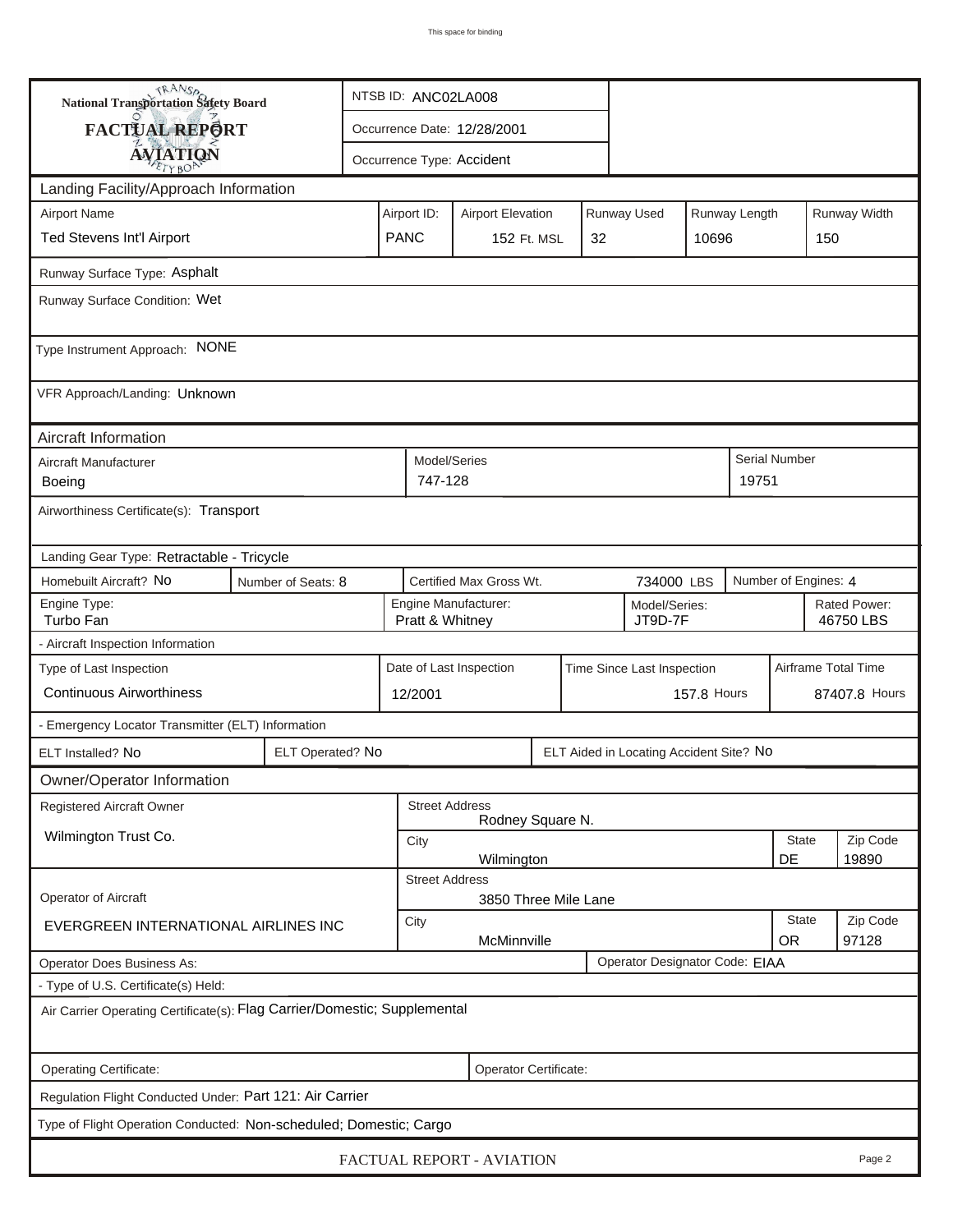This space for binding

**National Transportation Safety Board**

**FACTUAL REPORT**

**AVIATION**

NTSB ID: ANC02LA008

Occurrence Date: 12/28/2001

Occurrence Type: Accident

## Landing Facility/Approach Information

| Airport Name | Airport ID: | Airport Elevation | Runway Used | Runway Length | Runway Width |
|---|---|---|---|---|---|
| Ted Stevens Int'l Airport | PANC | 152 Ft. MSL | 32 | 10696 | 150 |

Runway Surface Type: Asphalt

Runway Surface Condition: Wet

Type Instrument Approach: NONE

VFR Approach/Landing: Unknown

## Aircraft Information

| Aircraft Manufacturer | Model/Series | Serial Number |
|---|---|---|
| Boeing | 747-128 | 19751 |

Airworthiness Certificate(s): Transport

Landing Gear Type: Retractable - Tricycle

| Homebuilt Aircraft? | Number of Seats: | Certified Max Gross Wt. | Number of Engines: |
|---|---|---|---|
| No | 8 | 734000 LBS | 4 |

| Engine Type: | Engine Manufacturer: | Model/Series: | Rated Power: |
|---|---|---|---|
| Turbo Fan | Pratt & Whitney | JT9D-7F | 46750 LBS |

- Aircraft Inspection Information

| Type of Last Inspection | Date of Last Inspection | Time Since Last Inspection | Airframe Total Time |
|---|---|---|---|
| Continuous Airworthiness | 12/2001 | 157.8 Hours | 87407.8 Hours |

- Emergency Locator Transmitter (ELT) Information

| ELT Installed? | ELT Operated? | ELT Aided in Locating Accident Site? |
|---|---|---|
| No | No | No |

## Owner/Operator Information

| | | Street Address | City | State | Zip Code |
|---|---|---|---|---|---|
| Registered Aircraft Owner | Wilmington Trust Co. | Rodney Square N. | Wilmington | DE | 19890 |
| Operator of Aircraft | EVERGREEN INTERNATIONAL AIRLINES INC | 3850 Three Mile Lane | McMinnville | OR | 97128 |

Operator Does Business As:

Operator Designator Code: EIAA

- Type of U.S. Certificate(s) Held:

Air Carrier Operating Certificate(s): Flag Carrier/Domestic; Supplemental

Operating Certificate:

Operator Certificate:

Regulation Flight Conducted Under: Part 121: Air Carrier

Type of Flight Operation Conducted: Non-scheduled; Domestic; Cargo

FACTUAL REPORT - AVIATION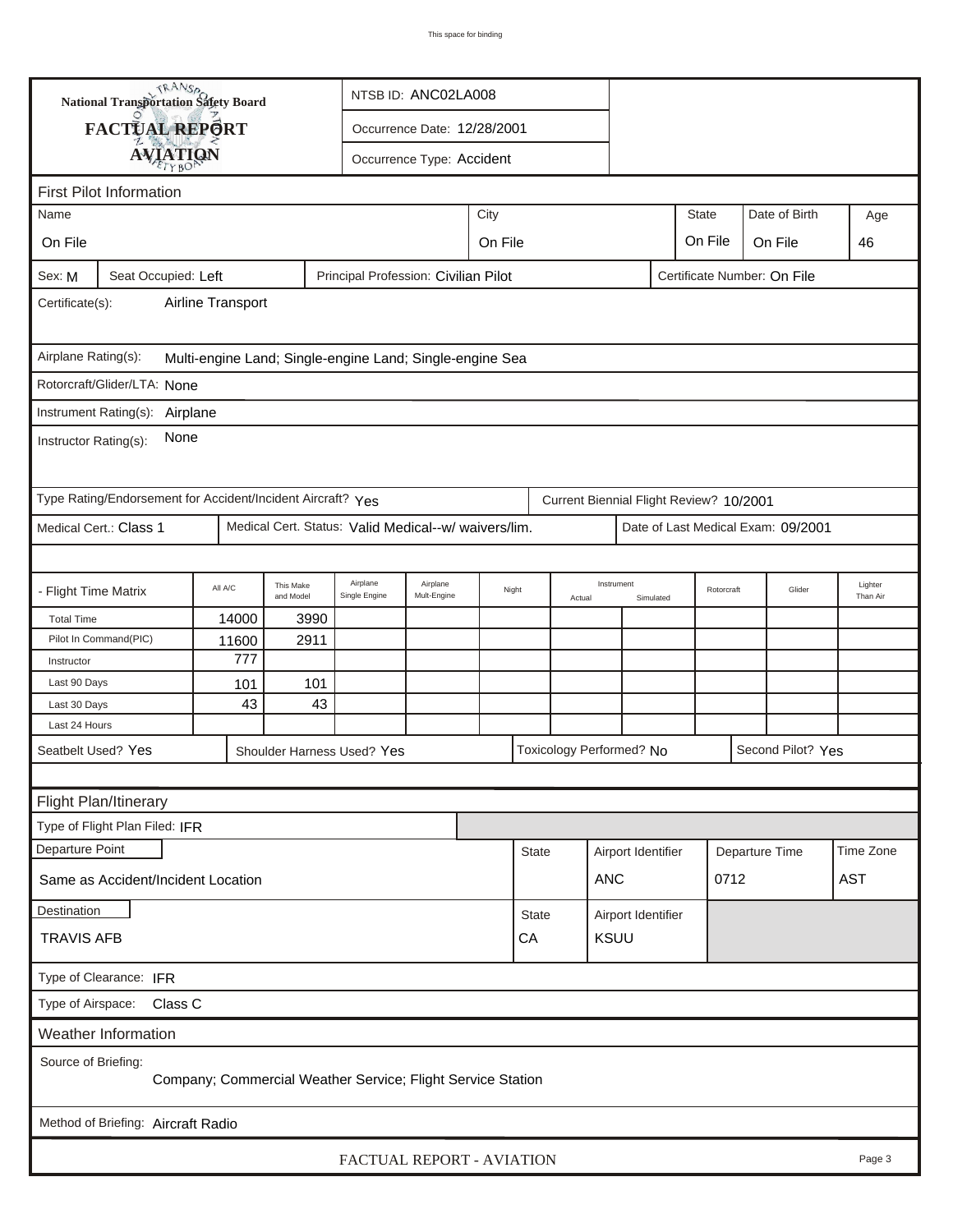This space for binding

**National Transportation Safety Board**

**FACTUAL REPORT**

**AVIATION**

NTSB ID: ANC02LA008

Occurrence Date: 12/28/2001

Occurrence Type: Accident

## First Pilot Information

| Name | City | State | Date of Birth | Age |
|---|---|---|---|---|
| On File | On File | On File | On File | 46 |

Sex: M | Seat Occupied: Left | Principal Profession: Civilian Pilot | Certificate Number: On File

Certificate(s): Airline Transport

Airplane Rating(s): Multi-engine Land; Single-engine Land; Single-engine Sea

Rotorcraft/Glider/LTA: None

Instrument Rating(s): Airplane

Instructor Rating(s): None

Type Rating/Endorsement for Accident/Incident Aircraft? Yes | Current Biennial Flight Review? 10/2001

Medical Cert.: Class 1 | Medical Cert. Status: Valid Medical--w/ waivers/lim. | Date of Last Medical Exam: 09/2001

| - Flight Time Matrix | All A/C | This Make and Model | Airplane Single Engine | Airplane Mult-Engine | Night | Instrument Actual | Instrument Simulated | Rotorcraft | Glider | Lighter Than Air |
|---|---|---|---|---|---|---|---|---|---|---|
| Total Time | 14000 | 3990 | | | | | | | | |
| Pilot In Command(PIC) | 11600 | 2911 | | | | | | | | |
| Instructor | 777 | | | | | | | | | |
| Last 90 Days | 101 | 101 | | | | | | | | |
| Last 30 Days | 43 | 43 | | | | | | | | |
| Last 24 Hours | | | | | | | | | | |

Seatbelt Used? Yes | Shoulder Harness Used? Yes | Toxicology Performed? No | Second Pilot? Yes

## Flight Plan/Itinerary

Type of Flight Plan Filed: IFR

| Departure Point | State | Airport Identifier | Departure Time | Time Zone |
|---|---|---|---|---|
| Same as Accident/Incident Location | | ANC | 0712 | AST |

| Destination | State | Airport Identifier |
|---|---|---|
| TRAVIS AFB | CA | KSUU |

Type of Clearance: IFR

Type of Airspace: Class C

## Weather Information

Source of Briefing: Company; Commercial Weather Service; Flight Service Station

Method of Briefing: Aircraft Radio

FACTUAL REPORT - AVIATION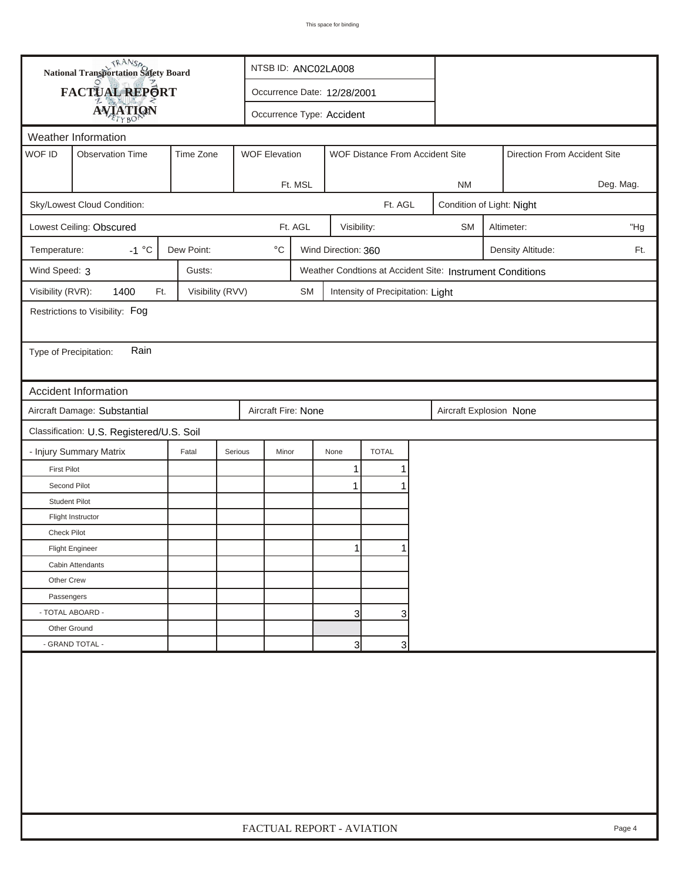National Transportation Safety Board

**FACTUAL REPORT**

**AVIATION**

NTSB ID: ANC02LA008

Occurrence Date: 12/28/2001

Occurrence Type: Accident

## Weather Information

| WOF ID | Observation Time | Time Zone | WOF Elevation | WOF Distance From Accident Site | Direction From Accident Site |
|---|---|---|---|---|---|
| | | | Ft. MSL | NM | Deg. Mag. |

Sky/Lowest Cloud Condition: Ft. AGL

Condition of Light: Night

Lowest Ceiling: Obscured Ft. AGL

Visibility: SM

Altimeter: "Hg

Temperature: -1 °C

Dew Point: °C

Wind Direction: 360

Density Altitude: Ft.

Wind Speed: 3

Gusts:

Weather Condtions at Accident Site: Instrument Conditions

Visibility (RVR): 1400 Ft.

Visibility (RVV) SM

Intensity of Precipitation: Light

Restrictions to Visibility: Fog

Type of Precipitation: Rain

## Accident Information

Aircraft Damage: Substantial

Aircraft Fire: None

Aircraft Explosion None

Classification: U.S. Registered/U.S. Soil

| - Injury Summary Matrix | Fatal | Serious | Minor | None | TOTAL |
|---|---|---|---|---|---|
| First Pilot | | | | 1 | 1 |
| Second Pilot | | | | 1 | 1 |
| Student Pilot | | | | | |
| Flight Instructor | | | | | |
| Check Pilot | | | | | |
| Flight Engineer | | | | 1 | 1 |
| Cabin Attendants | | | | | |
| Other Crew | | | | | |
| Passengers | | | | | |
| - TOTAL ABOARD - | | | | 3 | 3 |
| Other Ground | | | | | |
| - GRAND TOTAL - | | | | 3 | 3 |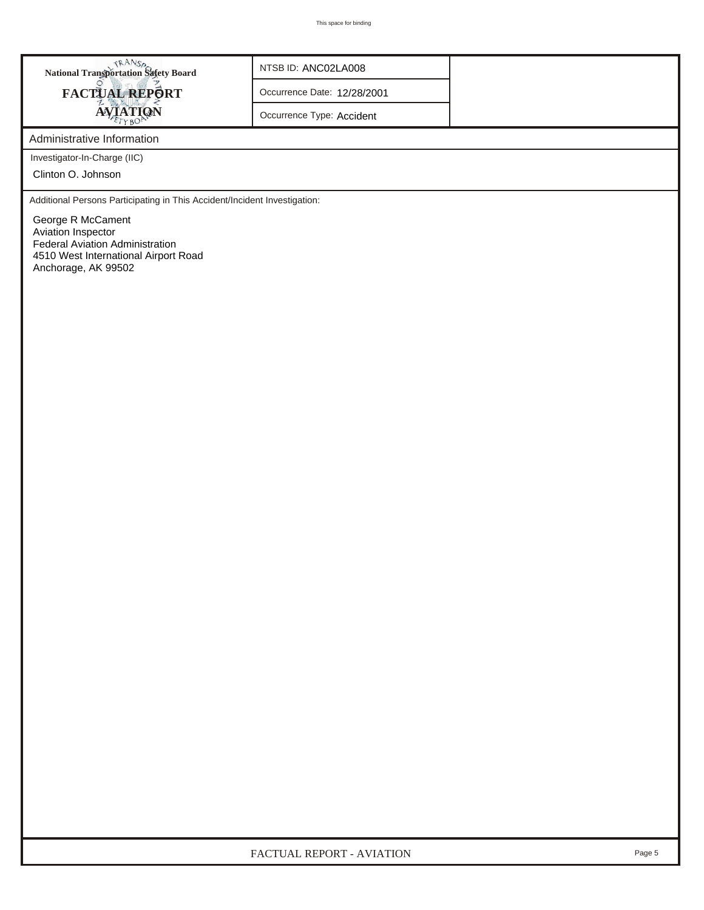**National Transportation Safety Board**

**FACTUAL REPORT**

**AVIATION**

| | |
|---|---|
| NTSB ID: ANC02LA008 | |
| Occurrence Date: 12/28/2001 | |
| Occurrence Type: Accident | |

## Administrative Information

Investigator-In-Charge (IIC)

Clinton O. Johnson

Additional Persons Participating in This Accident/Incident Investigation:

George R McCament
Aviation Inspector
Federal Aviation Administration
4510 West International Airport Road
Anchorage, AK 99502